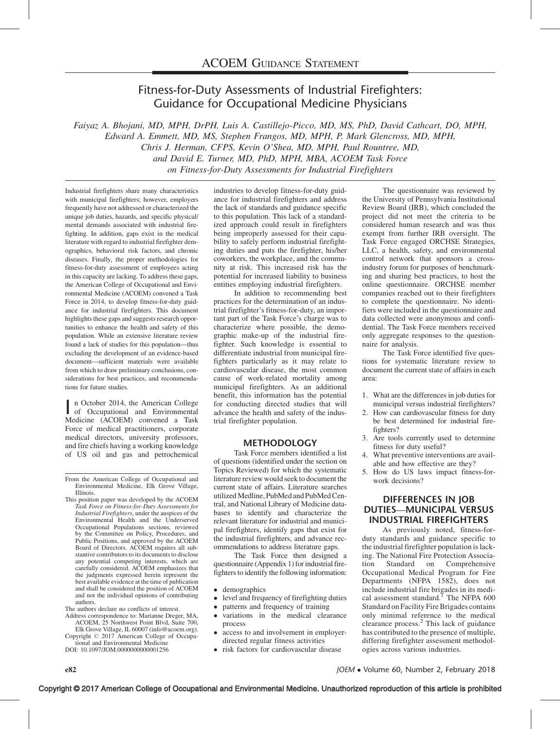# ACOEM GUIDANCE STATEMENT

# Fitness-for-Duty Assessments of Industrial Firefighters: Guidance for Occupational Medicine Physicians

*Faiyaz A. Bhojani, MD, MPH, DrPH, Luis A. Castillejo-Picco, MD, MS, PhD, David Cathcart, DO, MPH, Edward A. Emmett, MD, MS, Stephen Frangos, MD, MPH, P. Mark Glencross, MD, MPH, Chris J. Herman, CFPS, Kevin O'Shea, MD, MPH, Paul Rountree, MD, and David E. Turner, MD, PhD, MPH, MBA, ACOEM Task Force on Fitness-for-Duty Assessments for Industrial Firefighters*

Industrial firefighters share many characteristics with municipal firefighters; however, employers frequently have not addressed or characterized the unique job duties, hazards, and specific physical/mental demands associated with industrial firefighting. In addition, gaps exist in the medical literature with regard to industrial firefighter demographics, behavioral risk factors, and chronic diseases. Finally, the proper methodologies for fitness-for-duty assessment of employees acting in this capacity are lacking. To address these gaps, the American College of Occupational and Environmental Medicine (ACOEM) convened a Task Force in 2014, to develop fitness-for-duty guidance for industrial firefighters. This document highlights these gaps and suggests research opportunities to enhance the health and safety of this population. While an extensive literature review found a lack of studies for this population—thus excluding the development of an evidence-based document—sufficient materials were available from which to draw preliminary conclusions, considerations for best practices, and recommendations for future studies.

In October 2014, the American College of Occupational and Environmental Medicine (ACOEM) convened a Task Force of medical practitioners, corporate medical directors, university professors, and fire chiefs having a working knowledge of US oil and gas and petrochemical industries to develop fitness-for-duty guidance for industrial firefighters and address the lack of standards and guidance specific to this population. This lack of a standardized approach could result in firefighters being improperly assessed for their capability to safely perform industrial firefighting duties and puts the firefighter, his/her coworkers, the workplace, and the community at risk. This increased risk has the potential for increased liability to business entities employing industrial firefighters.

In addition to recommending best practices for the determination of an industrial firefighter's fitness-for-duty, an important part of the Task Force's charge was to characterize where possible, the demographic make-up of the industrial firefighter. Such knowledge is essential to differentiate industrial from municipal firefighters particularly as it may relate to cardiovascular disease, the most common cause of work-related mortality among municipal firefighters. As an additional benefit, this information has the potential for conducting directed studies that will advance the health and safety of the industrial firefighter population.

## METHODOLOGY

Task Force members identified a list of questions (identified under the section on Topics Reviewed) for which the systematic literature review would seek to document the current state of affairs. Literature searches utilized Medline, PubMed and PubMed Central, and National Library of Medicine databases to identify and characterize the relevant literature for industrial and municipal firefighters, identify gaps that exist for the industrial firefighters, and advance recommendations to address literature gaps.

The Task Force then designed a questionnaire (Appendix 1) for industrial firefighters to identify the following information:

- demographics
- level and frequency of firefighting duties
- patterns and frequency of training
- variations in the medical clearance process
- access to and involvement in employer-directed regular fitness activities
- risk factors for cardiovascular disease

The questionnaire was reviewed by the University of Pennsylvania Institutional Review Board (IRB), which concluded the project did not meet the criteria to be considered human research and was thus exempt from further IRB oversight. The Task Force engaged ORCHSE Strategies, LLC, a health, safety, and environmental control network that sponsors a cross-industry forum for purposes of benchmarking and sharing best practices, to host the online questionnaire. ORCHSE member companies reached out to their firefighters to complete the questionnaire. No identifiers were included in the questionnaire and data collected were anonymous and confidential. The Task Force members received only aggregate responses to the questionnaire for analysis.

The Task Force identified five questions for systematic literature review to document the current state of affairs in each area:

1. What are the differences in job duties for municipal versus industrial firefighters?
2. How can cardiovascular fitness for duty be best determined for industrial firefighters?
3. Are tools currently used to determine fitness for duty useful?
4. What preventive interventions are available and how effective are they?
5. How do US laws impact fitness-for-work decisions?

## DIFFERENCES IN JOB DUTIES—MUNICIPAL VERSUS INDUSTRIAL FIREFIGHTERS

As previously noted, fitness-for-duty standards and guidance specific to the industrial firefighter population is lacking. The National Fire Protection Association Standard on Comprehensive Occupational Medical Program for Fire Departments (NFPA 1582), does not include industrial fire brigades in its medical assessment standard.[1] The NFPA 600 Standard on Facility Fire Brigades contains only minimal reference to the medical clearance process.[2] This lack of guidance has contributed to the presence of multiple, differing firefighter assessment methodologies across various industries.

From the American College of Occupational and Environmental Medicine, Elk Grove Village, Illinois.

This position paper was developed by the ACOEM *Task Force on Fitness-for-Duty Assessments for Industrial Firefighters*, under the auspices of the Environmental Health and the Underserved Occupational Populations sections, reviewed by the Committee on Policy, Procedures, and Public Positions, and approved by the ACOEM Board of Directors. ACOEM requires all substantive contributors to its documents to disclose any potential competing interests, which are carefully considered. ACOEM emphasizes that the judgments expressed herein represent the best available evidence at the time of publication and shall be considered the position of ACOEM and not the individual opinions of contributing authors.

The authors declare no conflicts of interest.

Address correspondence to: Marianne Dreger, MA, ACOEM, 25 Northwest Point Blvd, Suite 700, Elk Grove Village, IL 60007 (info@acoem.org).

Copyright © 2017 American College of Occupational and Environmental Medicine

DOI: 10.1097/JOM.0000000000001256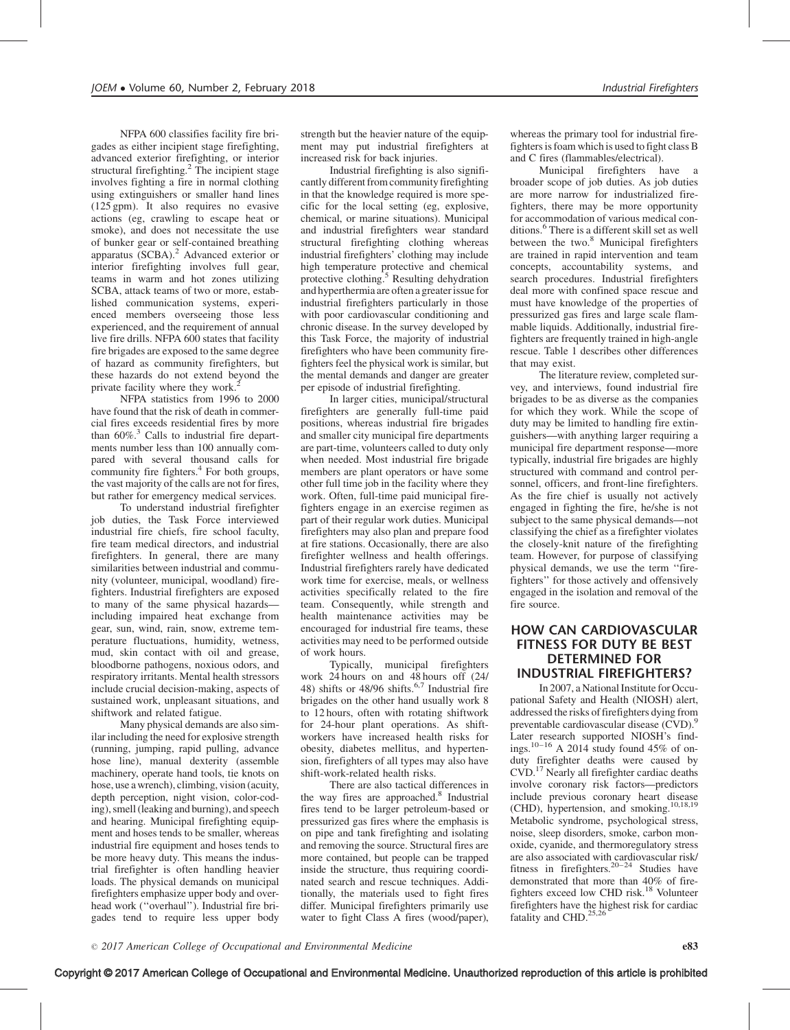NFPA 600 classifies facility fire brigades as either incipient stage firefighting, advanced exterior firefighting, or interior structural firefighting.[2] The incipient stage involves fighting a fire in normal clothing using extinguishers or smaller hand lines (125 gpm). It also requires no evasive actions (eg, crawling to escape heat or smoke), and does not necessitate the use of bunker gear or self-contained breathing apparatus (SCBA).[2] Advanced exterior or interior firefighting involves full gear, teams in warm and hot zones utilizing SCBA, attack teams of two or more, established communication systems, experienced members overseeing those less experienced, and the requirement of annual live fire drills. NFPA 600 states that facility fire brigades are exposed to the same degree of hazard as community firefighters, but these hazards do not extend beyond the private facility where they work.[2]

NFPA statistics from 1996 to 2000 have found that the risk of death in commercial fires exceeds residential fires by more than 60%.[3] Calls to industrial fire departments number less than 100 annually compared with several thousand calls for community fire fighters.[4] For both groups, the vast majority of the calls are not for fires, but rather for emergency medical services.

To understand industrial firefighter job duties, the Task Force interviewed industrial fire chiefs, fire school faculty, fire team medical directors, and industrial firefighters. In general, there are many similarities between industrial and community (volunteer, municipal, woodland) firefighters. Industrial firefighters are exposed to many of the same physical hazards—including impaired heat exchange from gear, sun, wind, rain, snow, extreme temperature fluctuations, humidity, wetness, mud, skin contact with oil and grease, bloodborne pathogens, noxious odors, and respiratory irritants. Mental health stressors include crucial decision-making, aspects of sustained work, unpleasant situations, and shiftwork and related fatigue.

Many physical demands are also similar including the need for explosive strength (running, jumping, rapid pulling, advance hose line), manual dexterity (assemble machinery, operate hand tools, tie knots on hose, use a wrench), climbing, vision (acuity, depth perception, night vision, color-coding), smell (leaking and burning), and speech and hearing. Municipal firefighting equipment and hoses tends to be smaller, whereas industrial fire equipment and hoses tends to be more heavy duty. This means the industrial firefighter is often handling heavier loads. The physical demands on municipal firefighters emphasize upper body and overhead work ("overhaul"). Industrial fire brigades tend to require less upper body strength but the heavier nature of the equipment may put industrial firefighters at increased risk for back injuries.

Industrial firefighting is also significantly different from community firefighting in that the knowledge required is more specific for the local setting (eg, explosive, chemical, or marine situations). Municipal and industrial firefighters wear standard structural firefighting clothing whereas industrial firefighters' clothing may include high temperature protective and chemical protective clothing.[5] Resulting dehydration and hyperthermia are often a greater issue for industrial firefighters particularly in those with poor cardiovascular conditioning and chronic disease. In the survey developed by this Task Force, the majority of industrial firefighters who have been community firefighters feel the physical work is similar, but the mental demands and danger are greater per episode of industrial firefighting.

In larger cities, municipal/structural firefighters are generally full-time paid positions, whereas industrial fire brigades and smaller city municipal fire departments are part-time, volunteers called to duty only when needed. Most industrial fire brigade members are plant operators or have some other full time job in the facility where they work. Often, full-time paid municipal firefighters engage in an exercise regimen as part of their regular work duties. Municipal firefighters may also plan and prepare food at fire stations. Occasionally, there are also firefighter wellness and health offerings. Industrial firefighters rarely have dedicated work time for exercise, meals, or wellness activities specifically related to the fire team. Consequently, while strength and health maintenance activities may be encouraged for industrial fire teams, these activities may need to be performed outside of work hours.

Typically, municipal firefighters work 24 hours on and 48 hours off (24/48) shifts or 48/96 shifts.[6,7] Industrial fire brigades on the other hand usually work 8 to 12 hours, often with rotating shiftwork for 24-hour plant operations. As shiftworkers have increased health risks for obesity, diabetes mellitus, and hypertension, firefighters of all types may also have shift-work-related health risks.

There are also tactical differences in the way fires are approached.[8] Industrial fires tend to be larger petroleum-based or pressurized gas fires where the emphasis is on pipe and tank firefighting and isolating and removing the source. Structural fires are more contained, but people can be trapped inside the structure, thus requiring coordinated search and rescue techniques. Additionally, the materials used to fight fires differ. Municipal firefighters primarily use water to fight Class A fires (wood/paper), whereas the primary tool for industrial firefighters is foam which is used to fight class B and C fires (flammables/electrical).

Municipal firefighters have a broader scope of job duties. As job duties are more narrow for industrialized firefighters, there may be more opportunity for accommodation of various medical conditions.[6] There is a different skill set as well between the two.[8] Municipal firefighters are trained in rapid intervention and team concepts, accountability systems, and search procedures. Industrial firefighters deal more with confined space rescue and must have knowledge of the properties of pressurized gas fires and large scale flammable liquids. Additionally, industrial firefighters are frequently trained in high-angle rescue. Table 1 describes other differences that may exist.

The literature review, completed survey, and interviews, found industrial fire brigades to be as diverse as the companies for which they work. While the scope of duty may be limited to handling fire extinguishers—with anything larger requiring a municipal fire department response—more typically, industrial fire brigades are highly structured with command and control personnel, officers, and front-line firefighters. As the fire chief is usually not actively engaged in fighting the fire, he/she is not subject to the same physical demands—not classifying the chief as a firefighter violates the closely-knit nature of the firefighting team. However, for purpose of classifying physical demands, we use the term "firefighters" for those actively and offensively engaged in the isolation and removal of the fire source.

## HOW CAN CARDIOVASCULAR FITNESS FOR DUTY BE BEST DETERMINED FOR INDUSTRIAL FIREFIGHTERS?

In 2007, a National Institute for Occupational Safety and Health (NIOSH) alert, addressed the risks of firefighters dying from preventable cardiovascular disease (CVD).[9] Later research supported NIOSH's findings.[10–16] A 2014 study found 45% of on-duty firefighter deaths were caused by CVD.[17] Nearly all firefighter cardiac deaths involve coronary risk factors—predictors include previous coronary heart disease (CHD), hypertension, and smoking.[10,18,19] Metabolic syndrome, psychological stress, noise, sleep disorders, smoke, carbon monoxide, cyanide, and thermoregulatory stress are also associated with cardiovascular risk/fitness in firefighters.[20–24] Studies have demonstrated that more than 40% of firefighters exceed low CHD risk.[18] Volunteer firefighters have the highest risk for cardiac fatality and CHD.[25,26]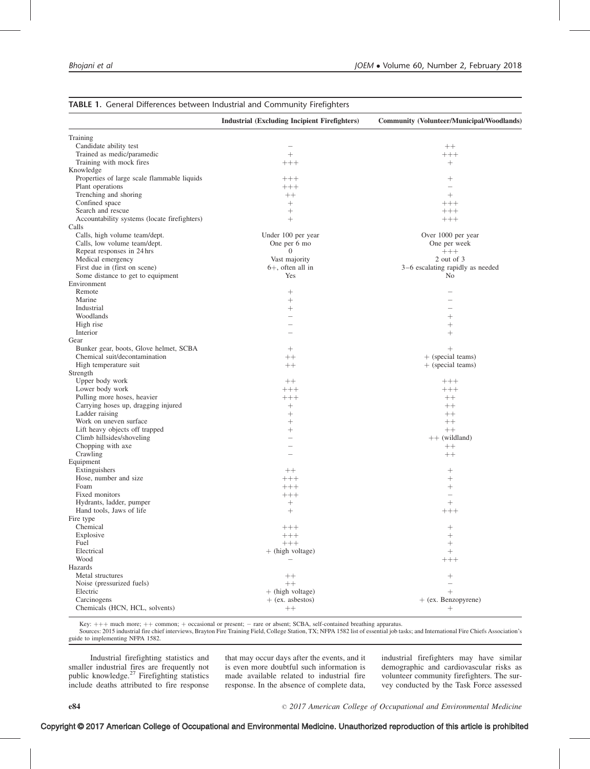**TABLE 1.** General Differences between Industrial and Community Firefighters

| | Industrial (Excluding Incipient Firefighters) | Community (Volunteer/Municipal/Woodlands) |
|---|---|---|
| Training | | |
| Candidate ability test | − | ++ |
| Trained as medic/paramedic | + | +++ |
| Training with mock fires | +++ | + |
| Knowledge | | |
| Properties of large scale flammable liquids | +++ | + |
| Plant operations | +++ | − |
| Trenching and shoring | ++ | + |
| Confined space | + | +++ |
| Search and rescue | + | +++ |
| Accountability systems (locate firefighters) | + | +++ |
| Calls | | |
| Calls, high volume team/dept. | Under 100 per year | Over 1000 per year |
| Calls, low volume team/dept. | One per 6 mo | One per week |
| Repeat responses in 24 hrs | 0 | +++ |
| Medical emergency | Vast majority | 2 out of 3 |
| First due in (first on scene) | 6+, often all in | 3–6 escalating rapidly as needed |
| Some distance to get to equipment | Yes | No |
| Environment | | |
| Remote | + | − |
| Marine | + | − |
| Industrial | + | − |
| Woodlands | − | + |
| High rise | − | + |
| Interior | − | + |
| Gear | | |
| Bunker gear, boots, Glove helmet, SCBA | + | + |
| Chemical suit/decontamination | ++ | + (special teams) |
| High temperature suit | ++ | + (special teams) |
| Strength | | |
| Upper body work | ++ | +++ |
| Lower body work | +++ | +++ |
| Pulling more hoses, heavier | +++ | ++ |
| Carrying hoses up, dragging injured | + | ++ |
| Ladder raising | + | ++ |
| Work on uneven surface | + | ++ |
| Lift heavy objects off trapped | + | ++ |
| Climb hillsides/shoveling | − | ++ (wildland) |
| Chopping with axe | − | ++ |
| Crawling | − | ++ |
| Equipment | | |
| Extinguishers | ++ | + |
| Hose, number and size | +++ | + |
| Foam | +++ | + |
| Fixed monitors | +++ | − |
| Hydrants, ladder, pumper | + | + |
| Hand tools, Jaws of life | + | +++ |
| Fire type | | |
| Chemical | +++ | + |
| Explosive | +++ | + |
| Fuel | +++ | + |
| Electrical | + (high voltage) | + |
| Wood | − | +++ |
| Hazards | | |
| Metal structures | ++ | + |
| Noise (pressurized fuels) | ++ | − |
| Electric | + (high voltage) | + |
| Carcinogens | + (ex. asbestos) | + (ex. Benzopyrene) |
| Chemicals (HCN, HCL, solvents) | ++ | + |

Key: +++ much more; ++ common; + occasional or present; − rare or absent; SCBA, self-contained breathing apparatus.
Sources: 2015 industrial fire chief interviews, Brayton Fire Training Field, College Station, TX; NFPA 1582 list of essential job tasks; and International Fire Chiefs Association's guide to implementing NFPA 1582.

Industrial firefighting statistics and smaller industrial fires are frequently not public knowledge.[27] Firefighting statistics include deaths attributed to fire response that may occur days after the events, and it is even more doubtful such information is made available related to industrial fire response. In the absence of complete data, industrial firefighters may have similar demographic and cardiovascular risks as volunteer community firefighters. The survey conducted by the Task Force assessed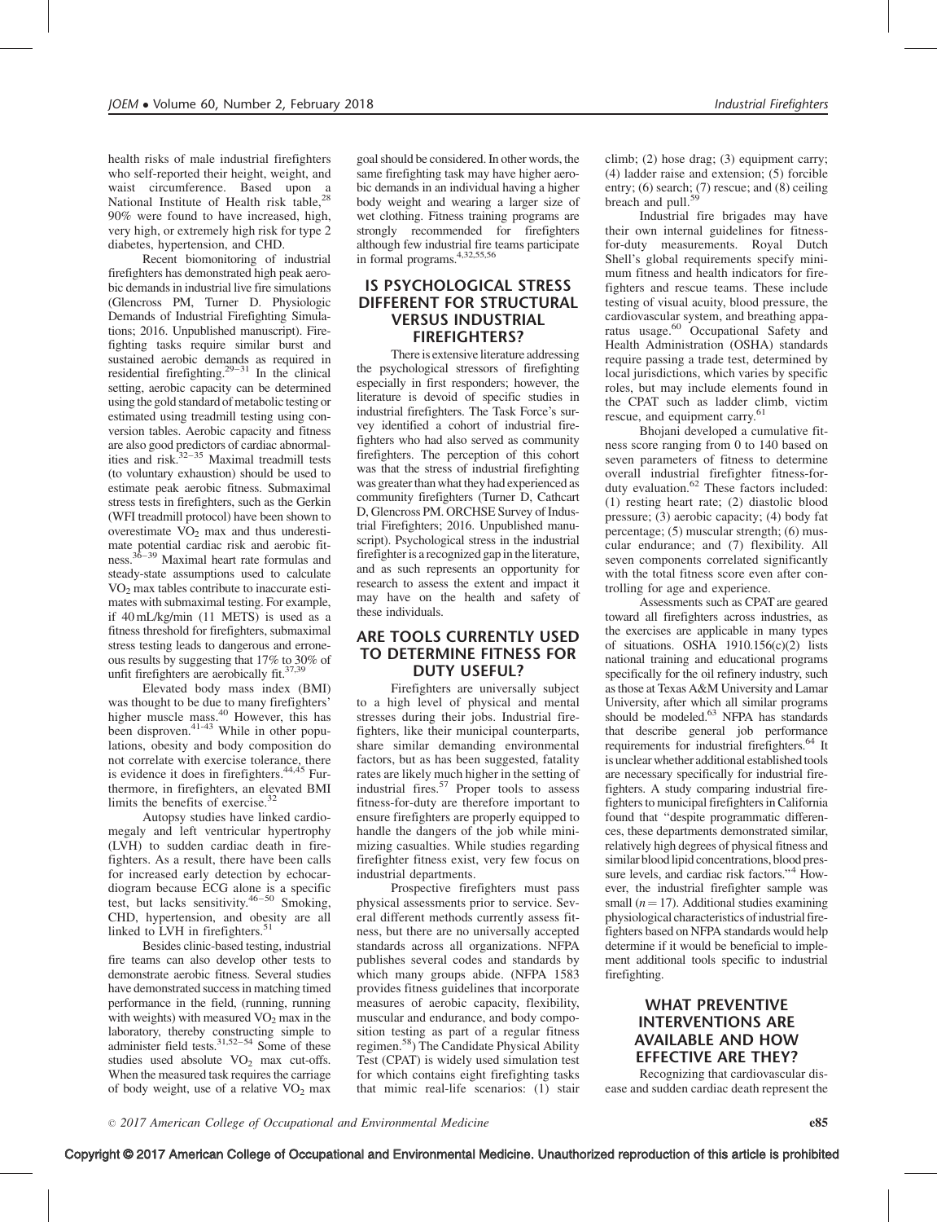health risks of male industrial firefighters who self-reported their height, weight, and waist circumference. Based upon a National Institute of Health risk table.[28] 90% were found to have increased, high, very high, or extremely high risk for type 2 diabetes, hypertension, and CHD.

Recent biomonitoring of industrial firefighters has demonstrated high peak aerobic demands in industrial live fire simulations (Glencross PM, Turner D. Physiologic Demands of Industrial Firefighting Simulations; 2016. Unpublished manuscript). Firefighting tasks require similar burst and sustained aerobic demands as required in residential firefighting.[29–31] In the clinical setting, aerobic capacity can be determined using the gold standard of metabolic testing or estimated using treadmill testing using conversion tables. Aerobic capacity and fitness are also good predictors of cardiac abnormalities and risk.[32–35] Maximal treadmill tests (to voluntary exhaustion) should be used to estimate peak aerobic fitness. Submaximal stress tests in firefighters, such as the Gerkin (WFI treadmill protocol) have been shown to overestimate $VO_2$ max and thus underestimate potential cardiac risk and aerobic fitness.[36–39] Maximal heart rate formulas and steady-state assumptions used to calculate $VO_2$ max tables contribute to inaccurate estimates with submaximal testing. For example, if 40 mL/kg/min (11 METS) is used as a fitness threshold for firefighters, submaximal stress testing leads to dangerous and erroneous results by suggesting that 17% to 30% of unfit firefighters are aerobically fit.[37,39]

Elevated body mass index (BMI) was thought to be due to many firefighters' higher muscle mass.[40] However, this has been disproven.[41–43] While in other populations, obesity and body composition do not correlate with exercise tolerance, there is evidence it does in firefighters.[44,45] Furthermore, in firefighters, an elevated BMI limits the benefits of exercise.[32]

Autopsy studies have linked cardiomegaly and left ventricular hypertrophy (LVH) to sudden cardiac death in firefighters. As a result, there have been calls for increased early detection by echocardiogram because ECG alone is a specific test, but lacks sensitivity.[46–50] Smoking, CHD, hypertension, and obesity are all linked to LVH in firefighters.[51]

Besides clinic-based testing, industrial fire teams can also develop other tests to demonstrate aerobic fitness. Several studies have demonstrated success in matching timed performance in the field, (running, running with weights) with measured $VO_2$ max in the laboratory, thereby constructing simple to administer field tests.[31,52–54] Some of these studies used absolute $VO_2$ max cut-offs. When the measured task requires the carriage of body weight, use of a relative $VO_2$ max goal should be considered. In other words, the same firefighting task may have higher aerobic demands in an individual having a higher body weight and wearing a larger size of wet clothing. Fitness training programs are strongly recommended for firefighters although few industrial fire teams participate in formal programs.[4,32,55,56]

## IS PSYCHOLOGICAL STRESS DIFFERENT FOR STRUCTURAL VERSUS INDUSTRIAL FIREFIGHTERS?

There is extensive literature addressing the psychological stressors of firefighting especially in first responders; however, the literature is devoid of specific studies in industrial firefighters. The Task Force's survey identified a cohort of industrial firefighters who had also served as community firefighters. The perception of this cohort was that the stress of industrial firefighting was greater than what they had experienced as community firefighters (Turner D, Cathcart D, Glencross PM. ORCHSE Survey of Industrial Firefighters; 2016. Unpublished manuscript). Psychological stress in the industrial firefighter is a recognized gap in the literature, and as such represents an opportunity for research to assess the extent and impact it may have on the health and safety of these individuals.

## ARE TOOLS CURRENTLY USED TO DETERMINE FITNESS FOR DUTY USEFUL?

Firefighters are universally subject to a high level of physical and mental stresses during their jobs. Industrial firefighters, like their municipal counterparts, share similar demanding environmental factors, but as has been suggested, fatality rates are likely much higher in the setting of industrial fires.[57] Proper tools to assess fitness-for-duty are therefore important to ensure firefighters are properly equipped to handle the dangers of the job while minimizing casualties. While studies regarding firefighter fitness exist, very few focus on industrial departments.

Prospective firefighters must pass physical assessments prior to service. Several different methods currently assess fitness, but there are no universally accepted standards across all organizations. NFPA publishes several codes and standards by which many groups abide. (NFPA 1583 provides fitness guidelines that incorporate measures of aerobic capacity, flexibility, muscular and endurance, and body composition testing as part of a regular fitness regimen.[58]) The Candidate Physical Ability Test (CPAT) is widely used simulation test for which contains eight firefighting tasks that mimic real-life scenarios: (1) stair climb; (2) hose drag; (3) equipment carry; (4) ladder raise and extension; (5) forcible entry; (6) search; (7) rescue; and (8) ceiling breach and pull.[59]

Industrial fire brigades may have their own internal guidelines for fitness-for-duty measurements. Royal Dutch Shell's global requirements specify minimum fitness and health indicators for firefighters and rescue teams. These include testing of visual acuity, blood pressure, the cardiovascular system, and breathing apparatus usage.[60] Occupational Safety and Health Administration (OSHA) standards require passing a trade test, determined by local jurisdictions, which varies by specific roles, but may include elements found in the CPAT such as ladder climb, victim rescue, and equipment carry.[61]

Bhojani developed a cumulative fitness score ranging from 0 to 140 based on seven parameters of fitness to determine overall industrial firefighter fitness-for-duty evaluation.[62] These factors included: (1) resting heart rate; (2) diastolic blood pressure; (3) aerobic capacity; (4) body fat percentage; (5) muscular strength; (6) muscular endurance; and (7) flexibility. All seven components correlated significantly with the total fitness score even after controlling for age and experience.

Assessments such as CPAT are geared toward all firefighters across industries, as the exercises are applicable in many types of situations. OSHA 1910.156(c)(2) lists national training and educational programs specifically for the oil refinery industry, such as those at Texas A&M University and Lamar University, after which all similar programs should be modeled.[63] NFPA has standards that describe general job performance requirements for industrial firefighters.[64] It is unclear whether additional established tools are necessary specifically for industrial firefighters. A study comparing industrial firefighters to municipal firefighters in California found that "despite programmatic differences, these departments demonstrated similar, relatively high degrees of physical fitness and similar blood lipid concentrations, blood pressure levels, and cardiac risk factors."[4] However, the industrial firefighter sample was small ($n = 17$). Additional studies examining physiological characteristics of industrial firefighters based on NFPA standards would help determine if it would be beneficial to implement additional tools specific to industrial firefighting.

## WHAT PREVENTIVE INTERVENTIONS ARE AVAILABLE AND HOW EFFECTIVE ARE THEY?

Recognizing that cardiovascular disease and sudden cardiac death represent the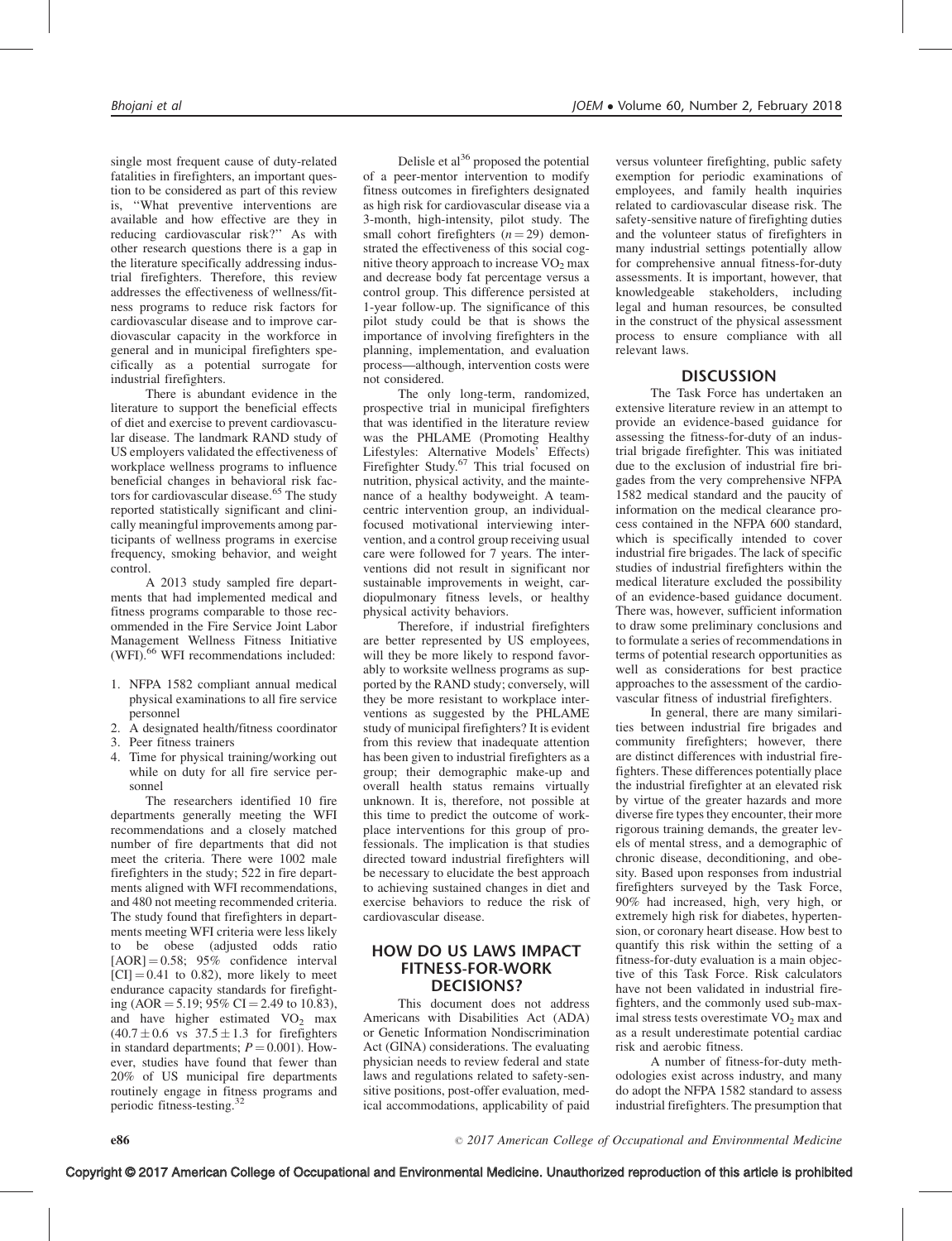single most frequent cause of duty-related fatalities in firefighters, an important question to be considered as part of this review is, ''What preventive interventions are available and how effective are they in reducing cardiovascular risk?'' As with other research questions there is a gap in the literature specifically addressing industrial firefighters. Therefore, this review addresses the effectiveness of wellness/fitness programs to reduce risk factors for cardiovascular disease and to improve cardiovascular capacity in the workforce in general and in municipal firefighters specifically as a potential surrogate for industrial firefighters.

There is abundant evidence in the literature to support the beneficial effects of diet and exercise to prevent cardiovascular disease. The landmark RAND study of US employers validated the effectiveness of workplace wellness programs to influence beneficial changes in behavioral risk factors for cardiovascular disease.[65] The study reported statistically significant and clinically meaningful improvements among participants of wellness programs in exercise frequency, smoking behavior, and weight control.

A 2013 study sampled fire departments that had implemented medical and fitness programs comparable to those recommended in the Fire Service Joint Labor Management Wellness Fitness Initiative (WFI).[66] WFI recommendations included:

1. NFPA 1582 compliant annual medical physical examinations to all fire service personnel
2. A designated health/fitness coordinator
3. Peer fitness trainers
4. Time for physical training/working out while on duty for all fire service personnel

The researchers identified 10 fire departments generally meeting the WFI recommendations and a closely matched number of fire departments that did not meet the criteria. There were 1002 male firefighters in the study; 522 in fire departments aligned with WFI recommendations, and 480 not meeting recommended criteria. The study found that firefighters in departments meeting WFI criteria were less likely to be obese (adjusted odds ratio [AOR] = 0.58; 95% confidence interval [CI] = 0.41 to 0.82), more likely to meet endurance capacity standards for firefighting (AOR = 5.19; 95% CI = 2.49 to 10.83), and have higher estimated $VO_2$ max ($40.7 \pm 0.6$ vs $37.5 \pm 1.3$ for firefighters in standard departments; $P = 0.001$). However, studies have found that fewer than 20% of US municipal fire departments routinely engage in fitness programs and periodic fitness-testing.[32]

Delisle et al[36] proposed the potential of a peer-mentor intervention to modify fitness outcomes in firefighters designated as high risk for cardiovascular disease via a 3-month, high-intensity, pilot study. The small cohort firefighters ($n = 29$) demonstrated the effectiveness of this social cognitive theory approach to increase $VO_2$ max and decrease body fat percentage versus a control group. This difference persisted at 1-year follow-up. The significance of this pilot study could be that is shows the importance of involving firefighters in the planning, implementation, and evaluation process—although, intervention costs were not considered.

The only long-term, randomized, prospective trial in municipal firefighters that was identified in the literature review was the PHLAME (Promoting Healthy Lifestyles: Alternative Models' Effects) Firefighter Study.[67] This trial focused on nutrition, physical activity, and the maintenance of a healthy bodyweight. A team-centric intervention group, an individual-focused motivational interviewing intervention, and a control group receiving usual care were followed for 7 years. The interventions did not result in significant nor sustainable improvements in weight, cardiopulmonary fitness levels, or healthy physical activity behaviors.

Therefore, if industrial firefighters are better represented by US employees, will they be more likely to respond favorably to worksite wellness programs as supported by the RAND study; conversely, will they be more resistant to workplace interventions as suggested by the PHLAME study of municipal firefighters? It is evident from this review that inadequate attention has been given to industrial firefighters as a group; their demographic make-up and overall health status remains virtually unknown. It is, therefore, not possible at this time to predict the outcome of workplace interventions for this group of professionals. The implication is that studies directed toward industrial firefighters will be necessary to elucidate the best approach to achieving sustained changes in diet and exercise behaviors to reduce the risk of cardiovascular disease.

## HOW DO US LAWS IMPACT FITNESS-FOR-WORK DECISIONS?

This document does not address Americans with Disabilities Act (ADA) or Genetic Information Nondiscrimination Act (GINA) considerations. The evaluating physician needs to review federal and state laws and regulations related to safety-sensitive positions, post-offer evaluation, medical accommodations, applicability of paid versus volunteer firefighting, public safety exemption for periodic examinations of employees, and family health inquiries related to cardiovascular disease risk. The safety-sensitive nature of firefighting duties and the volunteer status of firefighters in many industrial settings potentially allow for comprehensive annual fitness-for-duty assessments. It is important, however, that knowledgeable stakeholders, including legal and human resources, be consulted in the construct of the physical assessment process to ensure compliance with all relevant laws.

## DISCUSSION

The Task Force has undertaken an extensive literature review in an attempt to provide an evidence-based guidance for assessing the fitness-for-duty of an industrial brigade firefighter. This was initiated due to the exclusion of industrial fire brigades from the very comprehensive NFPA 1582 medical standard and the paucity of information on the medical clearance process contained in the NFPA 600 standard, which is specifically intended to cover industrial fire brigades. The lack of specific studies of industrial firefighters within the medical literature excluded the possibility of an evidence-based guidance document. There was, however, sufficient information to draw some preliminary conclusions and to formulate a series of recommendations in terms of potential research opportunities as well as considerations for best practice approaches to the assessment of the cardiovascular fitness of industrial firefighters.

In general, there are many similarities between industrial fire brigades and community firefighters; however, there are distinct differences with industrial firefighters. These differences potentially place the industrial firefighter at an elevated risk by virtue of the greater hazards and more diverse fire types they encounter, their more rigorous training demands, the greater levels of mental stress, and a demographic of chronic disease, deconditioning, and obesity. Based upon responses from industrial firefighters surveyed by the Task Force, 90% had increased, high, very high, or extremely high risk for diabetes, hypertension, or coronary heart disease. How best to quantify this risk within the setting of a fitness-for-duty evaluation is a main objective of this Task Force. Risk calculators have not been validated in industrial firefighters, and the commonly used sub-maximal stress tests overestimate $VO_2$ max and as a result underestimate potential cardiac risk and aerobic fitness.

A number of fitness-for-duty methodologies exist across industry, and many do adopt the NFPA 1582 standard to assess industrial firefighters. The presumption that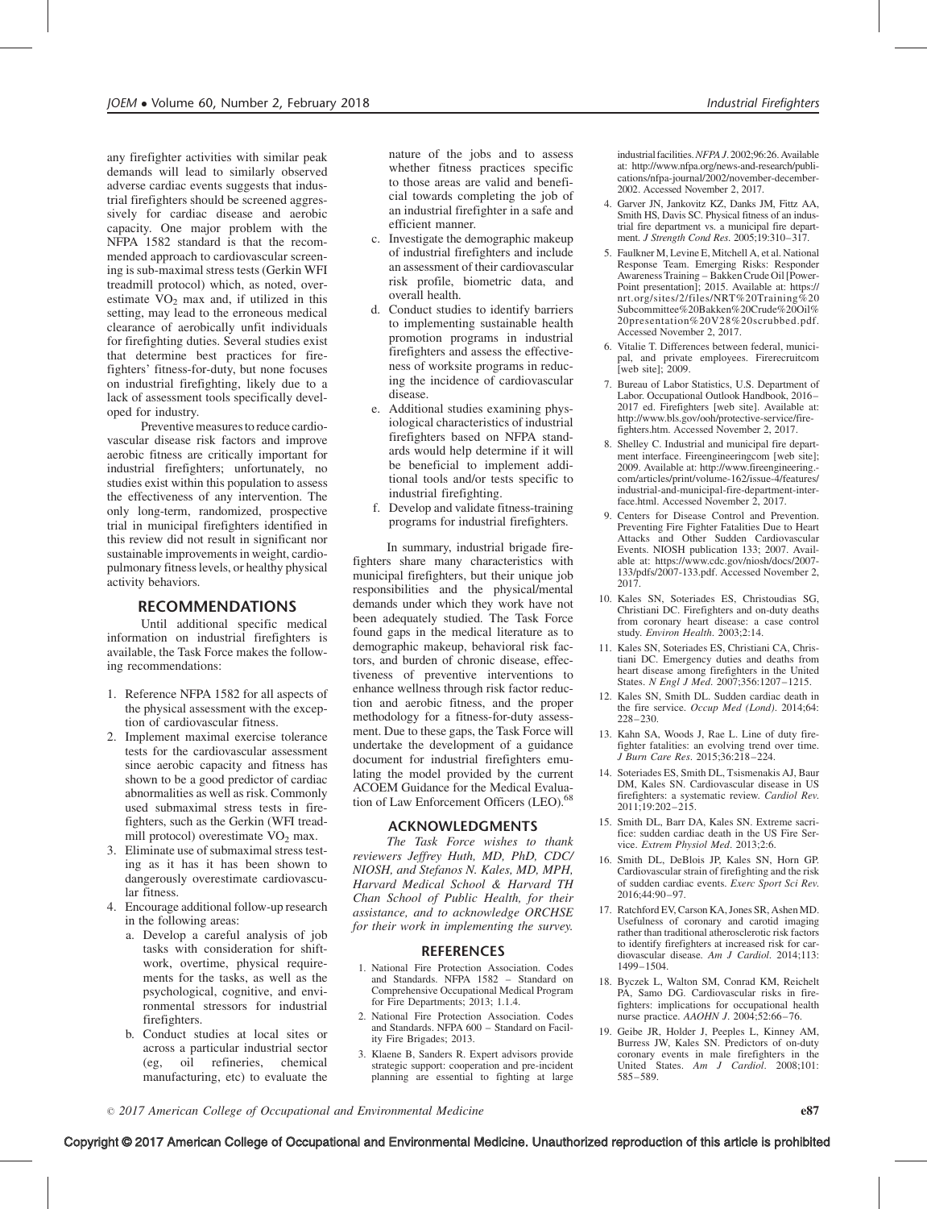any firefighter activities with similar peak demands will lead to similarly observed adverse cardiac events suggests that industrial firefighters should be screened aggressively for cardiac disease and aerobic capacity. One major problem with the NFPA 1582 standard is that the recommended approach to cardiovascular screening is sub-maximal stress tests (Gerkin WFI treadmill protocol) which, as noted, overestimate $VO_2$ max and, if utilized in this setting, may lead to the erroneous medical clearance of aerobically unfit individuals for firefighting duties. Several studies exist that determine best practices for firefighters' fitness-for-duty, but none focuses on industrial firefighting, likely due to a lack of assessment tools specifically developed for industry.

Preventive measures to reduce cardiovascular disease risk factors and improve aerobic fitness are critically important for industrial firefighters; unfortunately, no studies exist within this population to assess the effectiveness of any intervention. The only long-term, randomized, prospective trial in municipal firefighters identified in this review did not result in significant nor sustainable improvements in weight, cardiopulmonary fitness levels, or healthy physical activity behaviors.

## RECOMMENDATIONS

Until additional specific medical information on industrial firefighters is available, the Task Force makes the following recommendations:

1. Reference NFPA 1582 for all aspects of the physical assessment with the exception of cardiovascular fitness.
2. Implement maximal exercise tolerance tests for the cardiovascular assessment since aerobic capacity and fitness has shown to be a good predictor of cardiac abnormalities as well as risk. Commonly used submaximal stress tests in firefighters, such as the Gerkin (WFI treadmill protocol) overestimate $VO_2$ max.
3. Eliminate use of submaximal stress testing as it has it has been shown to dangerously overestimate cardiovascular fitness.
4. Encourage additional follow-up research in the following areas:
   a. Develop a careful analysis of job tasks with consideration for shiftwork, overtime, physical requirements for the tasks, as well as the psychological, cognitive, and environmental stressors for industrial firefighters.
   b. Conduct studies at local sites or across a particular industrial sector (eg, oil refineries, chemical manufacturing, etc) to evaluate the nature of the jobs and to assess whether fitness practices specific to those areas are valid and beneficial towards completing the job of an industrial firefighter in a safe and efficient manner.
   c. Investigate the demographic makeup of industrial firefighters and include an assessment of their cardiovascular risk profile, biometric data, and overall health.
   d. Conduct studies to identify barriers to implementing sustainable health promotion programs in industrial firefighters and assess the effectiveness of worksite programs in reducing the incidence of cardiovascular disease.
   e. Additional studies examining physiological characteristics of industrial firefighters based on NFPA standards would help determine if it will be beneficial to implement additional tools and/or tests specific to industrial firefighting.
   f. Develop and validate fitness-training programs for industrial firefighters.

In summary, industrial brigade firefighters share many characteristics with municipal firefighters, but their unique job responsibilities and the physical/mental demands under which they work have not been adequately studied. The Task Force found gaps in the medical literature as to demographic makeup, behavioral risk factors, and burden of chronic disease, effectiveness of preventive interventions to enhance wellness through risk factor reduction and aerobic fitness, and the proper methodology for a fitness-for-duty assessment. Due to these gaps, the Task Force will undertake the development of a guidance document for industrial firefighters emulating the model provided by the current ACOEM Guidance for the Medical Evaluation of Law Enforcement Officers (LEO).[68]

## ACKNOWLEDGMENTS

*The Task Force wishes to thank reviewers Jeffrey Huth, MD, PhD, CDC/NIOSH, and Stefanos N. Kales, MD, MPH, Harvard Medical School & Harvard TH Chan School of Public Health, for their assistance, and to acknowledge ORCHSE for their work in implementing the survey.*

## REFERENCES

1. National Fire Protection Association. Codes and Standards. NFPA 1582 – Standard on Comprehensive Occupational Medical Program for Fire Departments; 2013; 1.1.4.
2. National Fire Protection Association. Codes and Standards. NFPA 600 – Standard on Facility Fire Brigades; 2013.
3. Klaene B, Sanders R. Expert advisors provide strategic support: cooperation and pre-incident planning are essential to fighting at large industrial facilities. *NFPA J*. 2002;96:26. Available at: http://www.nfpa.org/news-and-research/publications/nfpa-journal/2002/november-december-2002. Accessed November 2, 2017.
4. Garver JN, Jankovitz KZ, Danks JM, Fittz AA, Smith HS, Davis SC. Physical fitness of an industrial fire department vs. a municipal fire department. *J Strength Cond Res*. 2005;19:310–317.
5. Faulkner M, Levine E, Mitchell A, et al. National Response Team. Emerging Risks: Responder Awareness Training – Bakken Crude Oil [PowerPoint presentation]; 2015. Available at: https://nrt.org/sites/2/files/NRT%20Training%20Subcommittee%20Bakken%20Crude%20Oil%20presentation%20V28%20scrubbed.pdf. Accessed November 2, 2017.
6. Vitalie T. Differences between federal, municipal, and private employees. Firerecruitcom [web site]; 2009.
7. Bureau of Labor Statistics, U.S. Department of Labor. Occupational Outlook Handbook, 2016–2017 ed. Firefighters [web site]. Available at: http://www.bls.gov/ooh/protective-service/firefighters.htm. Accessed November 2, 2017.
8. Shelley C. Industrial and municipal fire department interface. Fireengineeringcom [web site]; 2009. Available at: http://www.fireengineering.com/articles/print/volume-162/issue-4/features/industrial-and-municipal-fire-department-interface.html. Accessed November 2, 2017.
9. Centers for Disease Control and Prevention. Preventing Fire Fighter Fatalities Due to Heart Attacks and Other Sudden Cardiovascular Events. NIOSH publication 133; 2007. Available at: https://www.cdc.gov/niosh/docs/2007-133/pdfs/2007-133.pdf. Accessed November 2, 2017.
10. Kales SN, Soteriades ES, Christoudias SG, Christiani DC. Firefighters and on-duty deaths from coronary heart disease: a case control study. *Environ Health*. 2003;2:14.
11. Kales SN, Soteriades ES, Christiani CA, Christiani DC. Emergency duties and deaths from heart disease among firefighters in the United States. *N Engl J Med*. 2007;356:1207–1215.
12. Kales SN, Smith DL. Sudden cardiac death in the fire service. *Occup Med (Lond)*. 2014;64: 228–230.
13. Kahn SA, Woods J, Rae L. Line of duty firefighter fatalities: an evolving trend over time. *J Burn Care Res*. 2015;36:218–224.
14. Soteriades ES, Smith DL, Tsismenakis AJ, Baur DM, Kales SN. Cardiovascular disease in US firefighters: a systematic review. *Cardiol Rev*. 2011;19:202–215.
15. Smith DL, Barr DA, Kales SN. Extreme sacrifice: sudden cardiac death in the US Fire Service. *Extrem Physiol Med*. 2013;2:6.
16. Smith DL, DeBlois JP, Kales SN, Horn GP. Cardiovascular strain of firefighting and the risk of sudden cardiac events. *Exerc Sport Sci Rev*. 2016;44:90–97.
17. Ratchford EV, Carson KA, Jones SR, Ashen MD. Usefulness of coronary and carotid imaging rather than traditional atherosclerotic risk factors to identify firefighters at increased risk for cardiovascular disease. *Am J Cardiol*. 2014;113: 1499–1504.
18. Byczek L, Walton SM, Conrad KM, Reichelt PA, Samo DG. Cardiovascular risks in firefighters: implications for occupational health nurse practice. *AAOHN J*. 2004;52:66–76.
19. Geibe JR, Holder J, Peeples L, Kinney AM, Burress JW, Kales SN. Predictors of on-duty coronary events in male firefighters in the United States. *Am J Cardiol*. 2008;101: 585–589.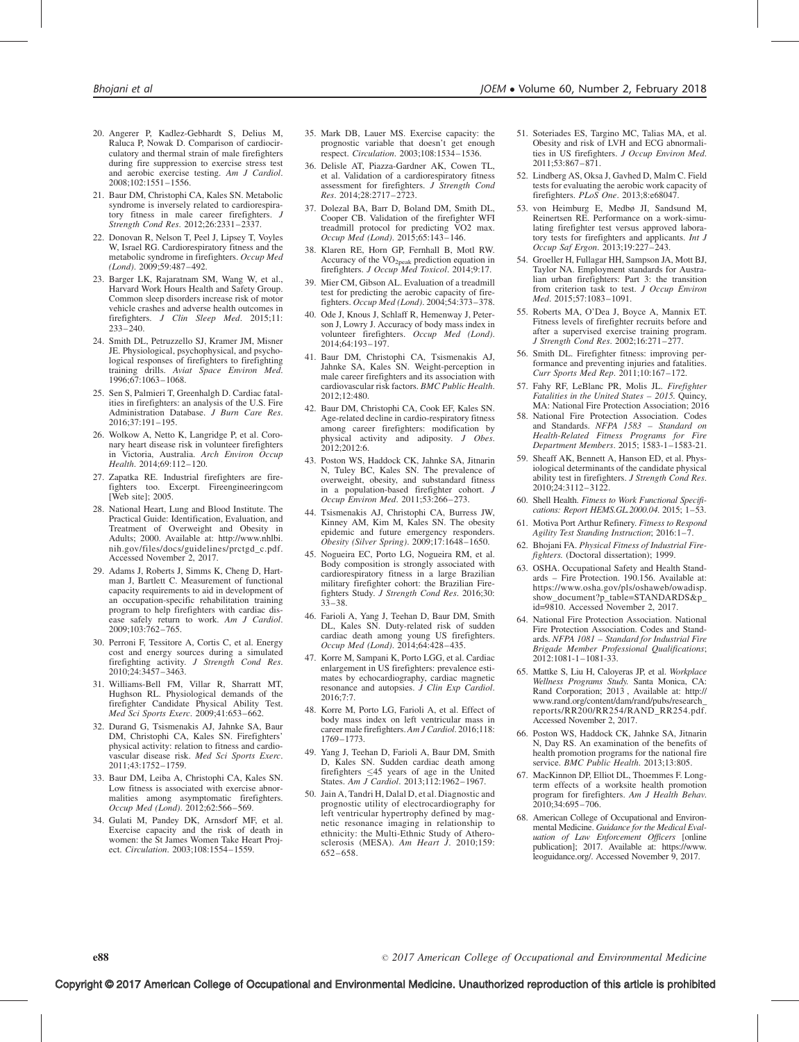20. Angerer P, Kadlez-Gebhardt S, Delius M, Raluca P, Nowak D. Comparison of cardiocirculatory and thermal strain of male firefighters during fire suppression to exercise stress test and aerobic exercise testing. *Am J Cardiol*. 2008;102:1551–1556.
21. Baur DM, Christophi CA, Kales SN. Metabolic syndrome is inversely related to cardiorespiratory fitness in male career firefighters. *J Strength Cond Res*. 2012;26:2331–2337.
22. Donovan R, Nelson T, Peel J, Lipsey T, Voyles W, Israel RG. Cardiorespiratory fitness and the metabolic syndrome in firefighters. *Occup Med (Lond)*. 2009;59:487–492.
23. Barger LK, Rajaratnam SM, Wang W, et al., Harvard Work Hours Health and Safety Group. Common sleep disorders increase risk of motor vehicle crashes and adverse health outcomes in firefighters. *J Clin Sleep Med*. 2015;11:233–240.
24. Smith DL, Petruzzello SJ, Kramer JM, Misner JE. Physiological, psychophysical, and psychological responses of firefighters to firefighting training drills. *Aviat Space Environ Med*. 1996;67:1063–1068.
25. Sen S, Palmieri T, Greenhalgh D. Cardiac fatalities in firefighters: an analysis of the U.S. Fire Administration Database. *J Burn Care Res*. 2016;37:191–195.
26. Wolkow A, Netto K, Langridge P, et al. Coronary heart disease risk in volunteer firefighters in Victoria, Australia. *Arch Environ Occup Health*. 2014;69:112–120.
27. Zapatka RE. Industrial firefighters are firefighters too. Excerpt. Fireengineeringcom [Web site]; 2005.
28. National Heart, Lung and Blood Institute. The Practical Guide: Identification, Evaluation, and Treatment of Overweight and Obesity in Adults; 2000. Available at: http://www.nhlbi.nih.gov/files/docs/guidelines/prctgd_c.pdf. Accessed November 2, 2017.
29. Adams J, Roberts J, Simms K, Cheng D, Hartman J, Bartlett C. Measurement of functional capacity requirements to aid in development of an occupation-specific rehabilitation training program to help firefighters with cardiac disease safely return to work. *Am J Cardiol*. 2009;103:762–765.
30. Perroni F, Tessitore A, Cortis C, et al. Energy cost and energy sources during a simulated firefighting activity. *J Strength Cond Res*. 2010;24:3457–3463.
31. Williams-Bell FM, Villar R, Sharratt MT, Hughson RL. Physiological demands of the firefighter Candidate Physical Ability Test. *Med Sci Sports Exerc*. 2009;41:653–662.
32. Durand G, Tsismenakis AJ, Jahnke SA, Baur DM, Christophi CA, Kales SN. Firefighters' physical activity: relation to fitness and cardiovascular disease risk. *Med Sci Sports Exerc*. 2011;43:1752–1759.
33. Baur DM, Leiba A, Christophi CA, Kales SN. Low fitness is associated with exercise abnormalities among asymptomatic firefighters. *Occup Med (Lond)*. 2012;62:566–569.
34. Gulati M, Pandey DK, Arnsdorf MF, et al. Exercise capacity and the risk of death in women: the St James Women Take Heart Project. *Circulation*. 2003;108:1554–1559.
35. Mark DB, Lauer MS. Exercise capacity: the prognostic variable that doesn't get enough respect. *Circulation*. 2003;108:1534–1536.
36. Delisle AT, Piazza-Gardner AK, Cowen TL, et al. Validation of a cardiorespiratory fitness assessment for firefighters. *J Strength Cond Res*. 2014;28:2717–2723.
37. Dolezal BA, Barr D, Boland DM, Smith DL, Cooper CB. Validation of the firefighter WFI treadmill protocol for predicting VO2 max. *Occup Med (Lond)*. 2015;65:143–146.
38. Klaren RE, Horn GP, Fernhall B, Motl RW. Accuracy of the $VO_{2peak}$ prediction equation in firefighters. *J Occup Med Toxicol*. 2014;9:17.
39. Mier CM, Gibson AL. Evaluation of a treadmill test for predicting the aerobic capacity of firefighters. *Occup Med (Lond)*. 2004;54:373–378.
40. Ode J, Knous J, Schlaff R, Hemenway J, Peterson J, Lowry J. Accuracy of body mass index in volunteer firefighters. *Occup Med (Lond)*. 2014;64:193–197.
41. Baur DM, Christophi CA, Tsismenakis AJ, Jahnke SA, Kales SN. Weight-perception in male career firefighters and its association with cardiovascular risk factors. *BMC Public Health*. 2012;12:480.
42. Baur DM, Christophi CA, Cook EF, Kales SN. Age-related decline in cardio-respiratory fitness among career firefighters: modification by physical activity and adiposity. *J Obes*. 2012;2012:6.
43. Poston WS, Haddock CK, Jahnke SA, Jitnarin N, Tuley BC, Kales SN. The prevalence of overweight, obesity, and substandard fitness in a population-based firefighter cohort. *J Occup Environ Med*. 2011;53:266–273.
44. Tsismenakis AJ, Christophi CA, Burress JW, Kinney AM, Kim M, Kales SN. The obesity epidemic and future emergency responders. *Obesity (Silver Spring)*. 2009;17:1648–1650.
45. Nogueira EC, Porto LG, Nogueira RM, et al. Body composition is strongly associated with cardiorespiratory fitness in a large Brazilian military firefighter cohort: the Brazilian Firefighters Study. *J Strength Cond Res*. 2016;30:33–38.
46. Farioli A, Yang J, Teehan D, Baur DM, Smith DL, Kales SN. Duty-related risk of sudden cardiac death among young US firefighters. *Occup Med (Lond)*. 2014;64:428–435.
47. Korre M, Sampani K, Porto LGG, et al. Cardiac enlargement in US firefighters: prevalence estimates by echocardiography, cardiac magnetic resonance and autopsies. *J Clin Exp Cardiol*. 2016;7:7.
48. Korre M, Porto LG, Farioli A, et al. Effect of body mass index on left ventricular mass in career male firefighters. *Am J Cardiol*. 2016;118:1769–1773.
49. Yang J, Teehan D, Farioli A, Baur DM, Smith D, Kales SN. Sudden cardiac death among firefighters ≤45 years of age in the United States. *Am J Cardiol*. 2013;112:1962–1967.
50. Jain A, Tandri H, Dalal D, et al. Diagnostic and prognostic utility of electrocardiography for left ventricular hypertrophy defined by magnetic resonance imaging in relationship to ethnicity: the Multi-Ethnic Study of Atherosclerosis (MESA). *Am Heart J*. 2010;159:652–658.
51. Soteriades ES, Targino MC, Talias MA, et al. Obesity and risk of LVH and ECG abnormalities in US firefighters. *J Occup Environ Med*. 2011;53:867–871.
52. Lindberg AS, Oksa J, Gavhed D, Malm C. Field tests for evaluating the aerobic work capacity of firefighters. *PLoS One*. 2013;8:e68047.
53. von Heimburg E, Medbø JI, Sandsund M, Reinertsen RE. Performance on a work-simulating firefighter test versus approved laboratory tests for firefighters and applicants. *Int J Occup Saf Ergon*. 2013;19:227–243.
54. Groeller H, Fullagar HH, Sampson JA, Mott BJ, Taylor NA. Employment standards for Australian urban firefighters: Part 3: the transition from criterion task to test. *J Occup Environ Med*. 2015;57:1083–1091.
55. Roberts MA, O'Dea J, Boyce A, Mannix ET. Fitness levels of firefighter recruits before and after a supervised exercise training program. *J Strength Cond Res*. 2002;16:271–277.
56. Smith DL. Firefighter fitness: improving performance and preventing injuries and fatalities. *Curr Sports Med Rep*. 2011;10:167–172.
57. Fahy RF, LeBlanc PR, Molis JL. *Firefighter Fatalities in the United States – 2015*. Quincy, MA: National Fire Protection Association; 2016
58. National Fire Protection Association. Codes and Standards. *NFPA 1583 – Standard on Health-Related Fitness Programs for Fire Department Members*. 2015; 1583-1–1583-21.
59. Sheaff AK, Bennett A, Hanson ED, et al. Physiological determinants of the candidate physical ability test in firefighters. *J Strength Cond Res*. 2010;24:3112–3122.
60. Shell Health. *Fitness to Work Functional Specifications: Report HEMS.GL.2000.04*. 2015; 1–53.
61. Motiva Port Arthur Refinery. *Fitness to Respond Agility Test Standing Instruction*; 2016:1–7.
62. Bhojani FA. *Physical Fitness of Industrial Firefighters*. (Doctoral dissertation); 1999.
63. OSHA. Occupational Safety and Health Standards – Fire Protection. 190.156. Available at: https://www.osha.gov/pls/oshaweb/owadisp.show_document?p_table=STANDARDS&p_id=9810. Accessed November 2, 2017.
64. National Fire Protection Association. National Fire Protection Association. Codes and Standards. *NFPA 1081 – Standard for Industrial Fire Brigade Member Professional Qualifications*; 2012:1081-1–1081-33.
65. Mattke S, Liu H, Caloyeras JP, et al. *Workplace Wellness Programs Study*. Santa Monica, CA: Rand Corporation; 2013 , Available at: http://www.rand.org/content/dam/rand/pubs/research_reports/RR200/RR254/RAND_RR254.pdf. Accessed November 2, 2017.
66. Poston WS, Haddock CK, Jahnke SA, Jitnarin N, Day RS. An examination of the benefits of health promotion programs for the national fire service. *BMC Public Health*. 2013;13:805.
67. MacKinnon DP, Elliot DL, Thoemmes F. Long-term effects of a worksite health promotion program for firefighters. *Am J Health Behav*. 2010;34:695–706.
68. American College of Occupational and Environmental Medicine. *Guidance for the Medical Evaluation of Law Enforcement Officers* [online publication]; 2017. Available at: https://www.leoguidance.org/. Accessed November 9, 2017.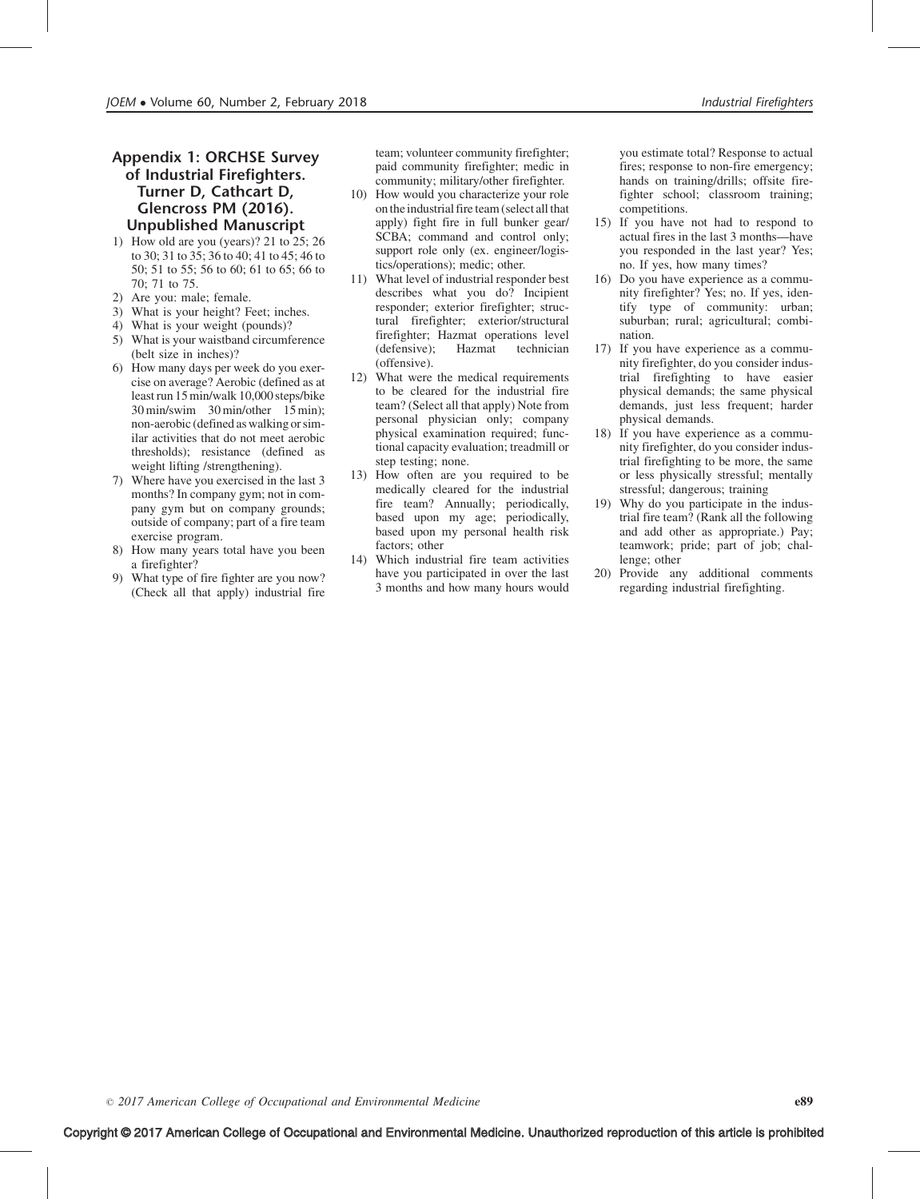## Appendix 1: ORCHSE Survey of Industrial Firefighters. Turner D, Cathcart D, Glencross PM (2016). Unpublished Manuscript

1) How old are you (years)? 21 to 25; 26 to 30; 31 to 35; 36 to 40; 41 to 45; 46 to 50; 51 to 55; 56 to 60; 61 to 65; 66 to 70; 71 to 75.
2) Are you: male; female.
3) What is your height? Feet; inches.
4) What is your weight (pounds)?
5) What is your waistband circumference (belt size in inches)?
6) How many days per week do you exercise on average? Aerobic (defined as at least run 15 min/walk 10,000 steps/bike 30 min/swim 30 min/other 15 min); non-aerobic (defined as walking or similar activities that do not meet aerobic thresholds); resistance (defined as weight lifting /strengthening).
7) Where have you exercised in the last 3 months? In company gym; not in company gym but on company grounds; outside of company; part of a fire team exercise program.
8) How many years total have you been a firefighter?
9) What type of fire fighter are you now? (Check all that apply) industrial fire team; volunteer community firefighter; paid community firefighter; medic in community; military/other firefighter.
10) How would you characterize your role on the industrial fire team (select all that apply) fight fire in full bunker gear/SCBA; command and control only; support role only (ex. engineer/logistics/operations); medic; other.
11) What level of industrial responder best describes what you do? Incipient responder; exterior firefighter; structural firefighter; exterior/structural firefighter; Hazmat operations level (defensive); Hazmat technician (offensive).
12) What were the medical requirements to be cleared for the industrial fire team? (Select all that apply) Note from personal physician only; company physical examination required; functional capacity evaluation; treadmill or step testing; none.
13) How often are you required to be medically cleared for the industrial fire team? Annually; periodically, based upon my age; periodically, based upon my personal health risk factors; other
14) Which industrial fire team activities have you participated in over the last 3 months and how many hours would you estimate total? Response to actual fires; response to non-fire emergency; hands on training/drills; offsite firefighter school; classroom training; competitions.
15) If you have not had to respond to actual fires in the last 3 months—have you responded in the last year? Yes; no. If yes, how many times?
16) Do you have experience as a community firefighter? Yes; no. If yes, identify type of community: urban; suburban; rural; agricultural; combination.
17) If you have experience as a community firefighter, do you consider industrial firefighting to have easier physical demands; the same physical demands, just less frequent; harder physical demands.
18) If you have experience as a community firefighter, do you consider industrial firefighting to be more, the same or less physically stressful; mentally stressful; dangerous; training
19) Why do you participate in the industrial fire team? (Rank all the following and add other as appropriate.) Pay; teamwork; pride; part of job; challenge; other
20) Provide any additional comments regarding industrial firefighting.